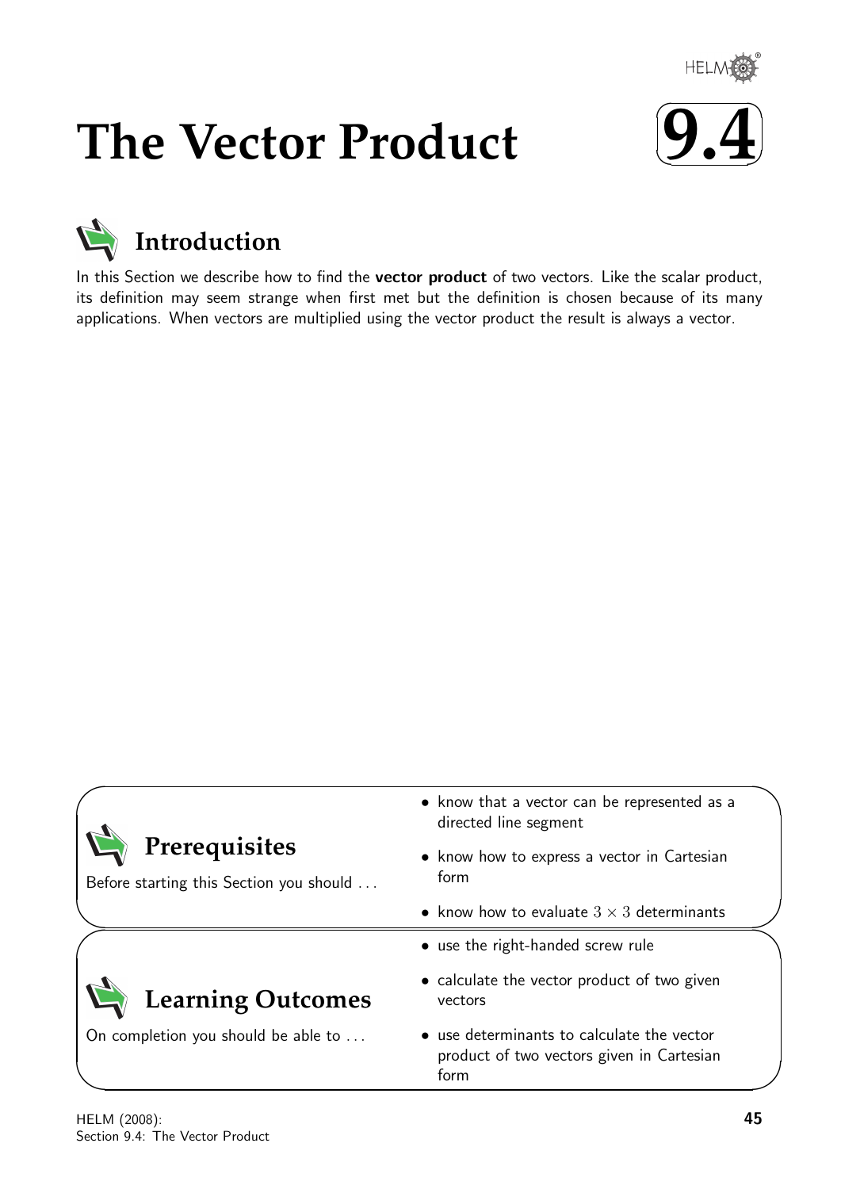# The Vector Product

# 9.4

## Introduction

In this Section we describe how to find the **vector product** of two vectors. Like the scalar product, its definition may seem strange when first met but the definition is chosen because of its many applications. When vectors are multiplied using the vector product the result is always a vector.

## Prerequisites

Before starting this Section you should ...

- know that a vector can be represented as a directed line segment
- know how to express a vector in Cartesian form
- know how to evaluate $3 \times 3$ determinants

## Learning Outcomes

On completion you should be able to ...

- use the right-handed screw rule
- calculate the vector product of two given vectors
- use determinants to calculate the vector product of two vectors given in Cartesian form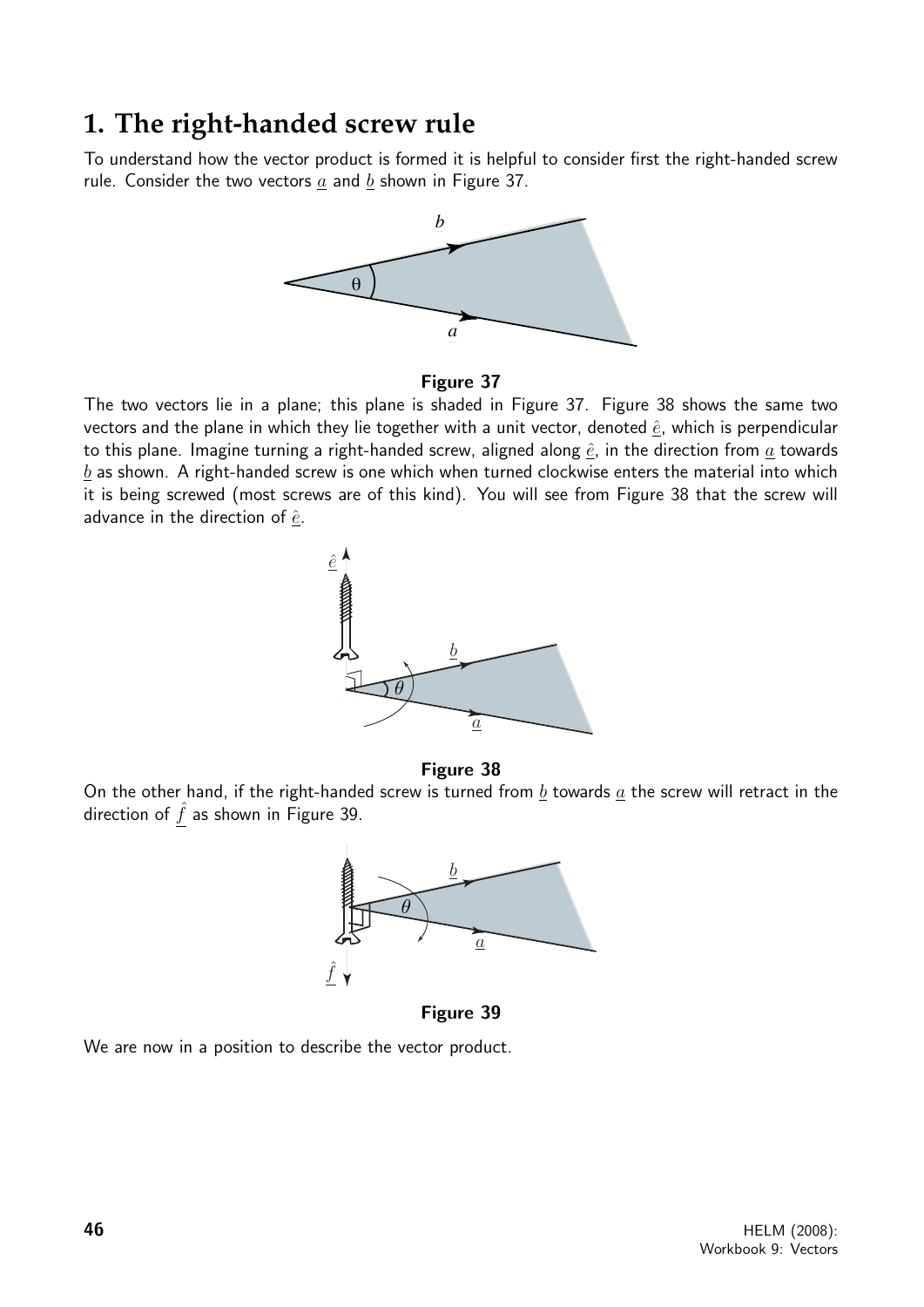## 1. The right-handed screw rule

To understand how the vector product is formed it is helpful to consider first the right-handed screw rule. Consider the two vectors $\underline{a}$ and $\underline{b}$ shown in Figure 37.

**Figure 37**

The two vectors lie in a plane; this plane is shaded in Figure 37. Figure 38 shows the same two vectors and the plane in which they lie together with a unit vector, denoted $\hat{\underline{e}}$, which is perpendicular to this plane. Imagine turning a right-handed screw, aligned along $\hat{\underline{e}}$, in the direction from $\underline{a}$ towards $\underline{b}$ as shown. A right-handed screw is one which when turned clockwise enters the material into which it is being screwed (most screws are of this kind). You will see from Figure 38 that the screw will advance in the direction of $\hat{\underline{e}}$.

**Figure 38**

On the other hand, if the right-handed screw is turned from $\underline{b}$ towards $\underline{a}$ the screw will retract in the direction of $\hat{\underline{f}}$ as shown in Figure 39.

**Figure 39**

We are now in a position to describe the vector product.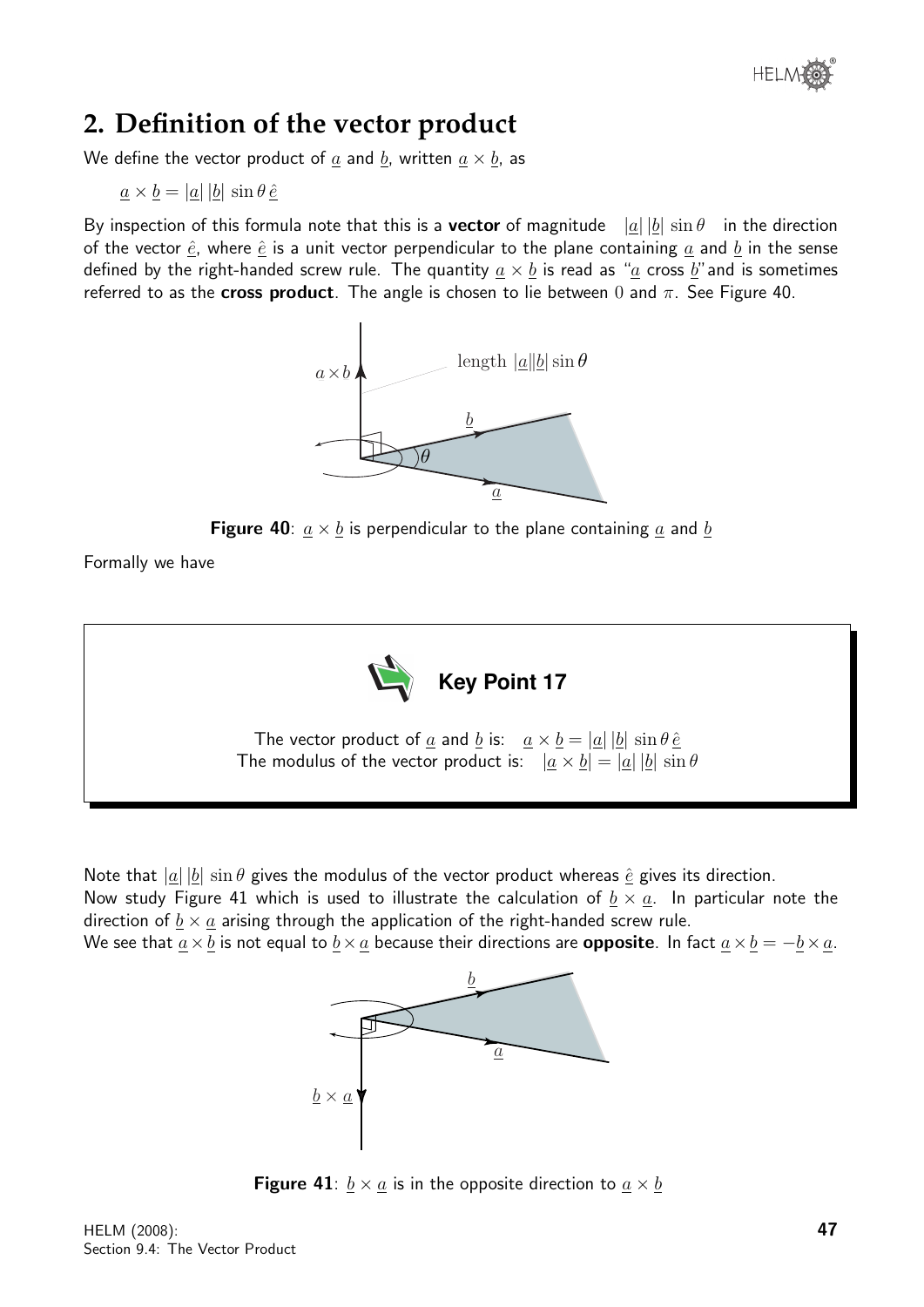## 2. Definition of the vector product

We define the vector product of $\underline{a}$ and $\underline{b}$, written $\underline{a} \times \underline{b}$, as

$$\underline{a} \times \underline{b} = |\underline{a}|\,|\underline{b}|\,\sin\theta\,\hat{\underline{e}}$$

By inspection of this formula note that this is a **vector** of magnitude $|\underline{a}|\,|\underline{b}|\,\sin\theta$ in the direction of the vector $\hat{\underline{e}}$, where $\hat{\underline{e}}$ is a unit vector perpendicular to the plane containing $\underline{a}$ and $\underline{b}$ in the sense defined by the right-handed screw rule. The quantity $\underline{a} \times \underline{b}$ is read as "$\underline{a}$ cross $\underline{b}$" and is sometimes referred to as the **cross product**. The angle is chosen to lie between 0 and $\pi$. See Figure 40.

**Figure 40**: $\underline{a} \times \underline{b}$ is perpendicular to the plane containing $\underline{a}$ and $\underline{b}$

Formally we have

**Key Point 17**

The vector product of $\underline{a}$ and $\underline{b}$ is: $\underline{a} \times \underline{b} = |\underline{a}|\,|\underline{b}|\,\sin\theta\,\hat{\underline{e}}$

The modulus of the vector product is: $|\underline{a} \times \underline{b}| = |\underline{a}|\,|\underline{b}|\,\sin\theta$

Note that $|\underline{a}|\,|\underline{b}|\,\sin\theta$ gives the modulus of the vector product whereas $\hat{\underline{e}}$ gives its direction.

Now study Figure 41 which is used to illustrate the calculation of $\underline{b} \times \underline{a}$. In particular note the direction of $\underline{b} \times \underline{a}$ arising through the application of the right-handed screw rule.

We see that $\underline{a} \times \underline{b}$ is not equal to $\underline{b} \times \underline{a}$ because their directions are **opposite**. In fact $\underline{a} \times \underline{b} = -\underline{b} \times \underline{a}$.

**Figure 41**: $\underline{b} \times \underline{a}$ is in the opposite direction to $\underline{a} \times \underline{b}$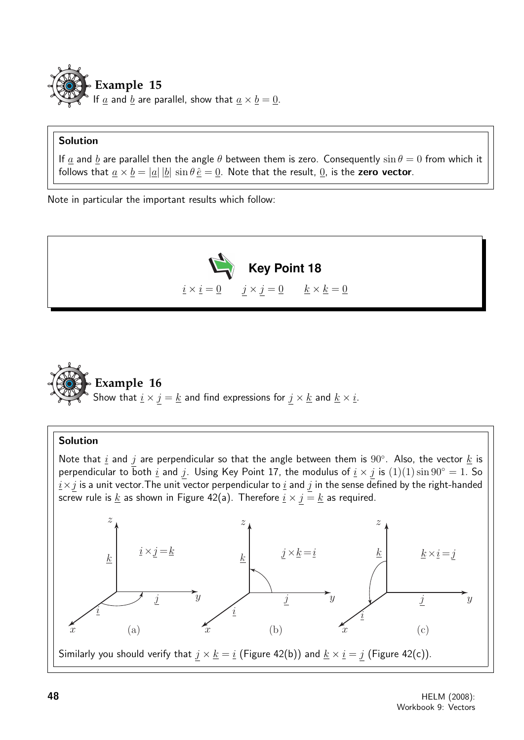## Example 15

If $\underline{a}$ and $\underline{b}$ are parallel, show that $\underline{a} \times \underline{b} = \underline{0}$.

**Solution**

If $\underline{a}$ and $\underline{b}$ are parallel then the angle $\theta$ between them is zero. Consequently $\sin\theta = 0$ from which it follows that $\underline{a} \times \underline{b} = |\underline{a}|\,|\underline{b}|\,\sin\theta\,\hat{\underline{e}} = \underline{0}$. Note that the result, $\underline{0}$, is the **zero vector**.

Note in particular the important results which follow:

**Key Point 18**

$$\underline{i} \times \underline{i} = \underline{0} \qquad \underline{j} \times \underline{j} = \underline{0} \qquad \underline{k} \times \underline{k} = \underline{0}$$

## Example 16

Show that $\underline{i} \times \underline{j} = \underline{k}$ and find expressions for $\underline{j} \times \underline{k}$ and $\underline{k} \times \underline{i}$.

**Solution**

Note that $\underline{i}$ and $\underline{j}$ are perpendicular so that the angle between them is $90^\circ$. Also, the vector $\underline{k}$ is perpendicular to both $\underline{i}$ and $\underline{j}$. Using Key Point 17, the modulus of $\underline{i} \times \underline{j}$ is $(1)(1)\sin 90^\circ = 1$. So $\underline{i} \times \underline{j}$ is a unit vector. The unit vector perpendicular to $\underline{i}$ and $\underline{j}$ in the sense defined by the right-handed screw rule is $\underline{k}$ as shown in Figure 42(a). Therefore $\underline{i} \times \underline{j} = \underline{k}$ as required.

(a) $\underline{i} \times \underline{j} = \underline{k}$ (b) $\underline{j} \times \underline{k} = \underline{i}$ (c) $\underline{k} \times \underline{i} = \underline{j}$

Similarly you should verify that $\underline{j} \times \underline{k} = \underline{i}$ (Figure 42(b)) and $\underline{k} \times \underline{i} = \underline{j}$ (Figure 42(c)).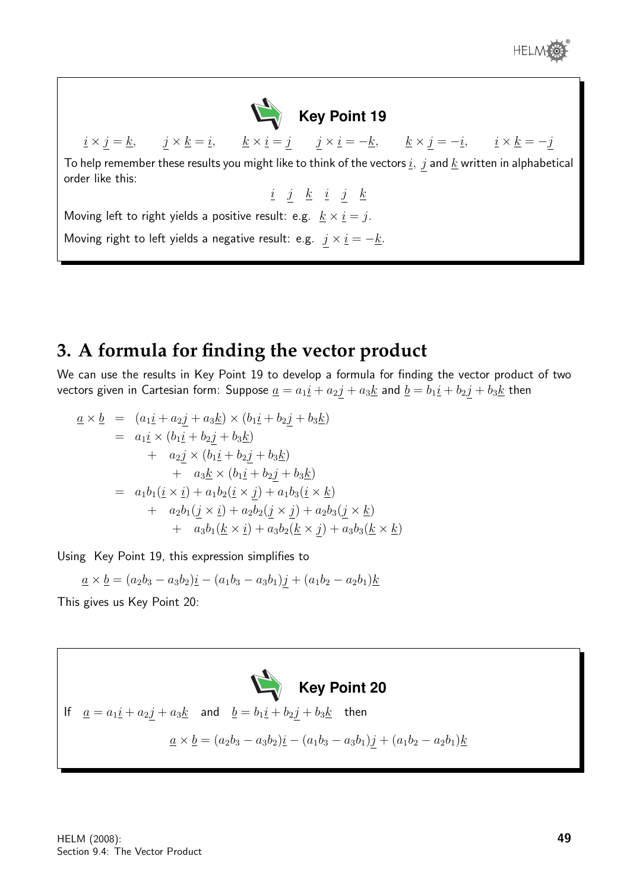**Key Point 19**

$$\underline{i} \times \underline{j} = \underline{k}, \qquad \underline{j} \times \underline{k} = \underline{i}, \qquad \underline{k} \times \underline{i} = \underline{j} \qquad \underline{j} \times \underline{i} = -\underline{k}, \qquad \underline{k} \times \underline{j} = -\underline{i}, \qquad \underline{i} \times \underline{k} = -\underline{j}$$

To help remember these results you might like to think of the vectors $\underline{i}$, $\underline{j}$ and $\underline{k}$ written in alphabetical order like this:

$$\underline{i} \quad \underline{j} \quad \underline{k} \quad \underline{i} \quad \underline{j} \quad \underline{k}$$

Moving left to right yields a positive result: e.g. $\underline{k} \times \underline{i} = j$.

Moving right to left yields a negative result: e.g. $\underline{j} \times \underline{i} = -\underline{k}$.

## 3. A formula for finding the vector product

We can use the results in Key Point 19 to develop a formula for finding the vector product of two vectors given in Cartesian form: Suppose $\underline{a} = a_1\underline{i} + a_2\underline{j} + a_3\underline{k}$ and $\underline{b} = b_1\underline{i} + b_2\underline{j} + b_3\underline{k}$ then

$$\begin{aligned}
\underline{a} \times \underline{b} &= (a_1\underline{i} + a_2\underline{j} + a_3\underline{k}) \times (b_1\underline{i} + b_2\underline{j} + b_3\underline{k}) \\
&= a_1\underline{i} \times (b_1\underline{i} + b_2\underline{j} + b_3\underline{k}) \\
&\qquad + \quad a_2\underline{j} \times (b_1\underline{i} + b_2\underline{j} + b_3\underline{k}) \\
&\qquad\qquad + \quad a_3\underline{k} \times (b_1\underline{i} + b_2\underline{j} + b_3\underline{k}) \\
&= a_1b_1(\underline{i} \times \underline{i}) + a_1b_2(\underline{i} \times \underline{j}) + a_1b_3(\underline{i} \times \underline{k}) \\
&\qquad + \quad a_2b_1(\underline{j} \times \underline{i}) + a_2b_2(\underline{j} \times \underline{j}) + a_2b_3(\underline{j} \times \underline{k}) \\
&\qquad\qquad + \quad a_3b_1(\underline{k} \times \underline{i}) + a_3b_2(\underline{k} \times \underline{j}) + a_3b_3(\underline{k} \times \underline{k})
\end{aligned}$$

Using Key Point 19, this expression simplifies to

$$\underline{a} \times \underline{b} = (a_2b_3 - a_3b_2)\underline{i} - (a_1b_3 - a_3b_1)\underline{j} + (a_1b_2 - a_2b_1)\underline{k}$$

This gives us Key Point 20:

**Key Point 20**

If $\quad \underline{a} = a_1\underline{i} + a_2\underline{j} + a_3\underline{k} \quad$ and $\quad \underline{b} = b_1\underline{i} + b_2\underline{j} + b_3\underline{k} \quad$ then

$$\underline{a} \times \underline{b} = (a_2b_3 - a_3b_2)\underline{i} - (a_1b_3 - a_3b_1)\underline{j} + (a_1b_2 - a_2b_1)\underline{k}$$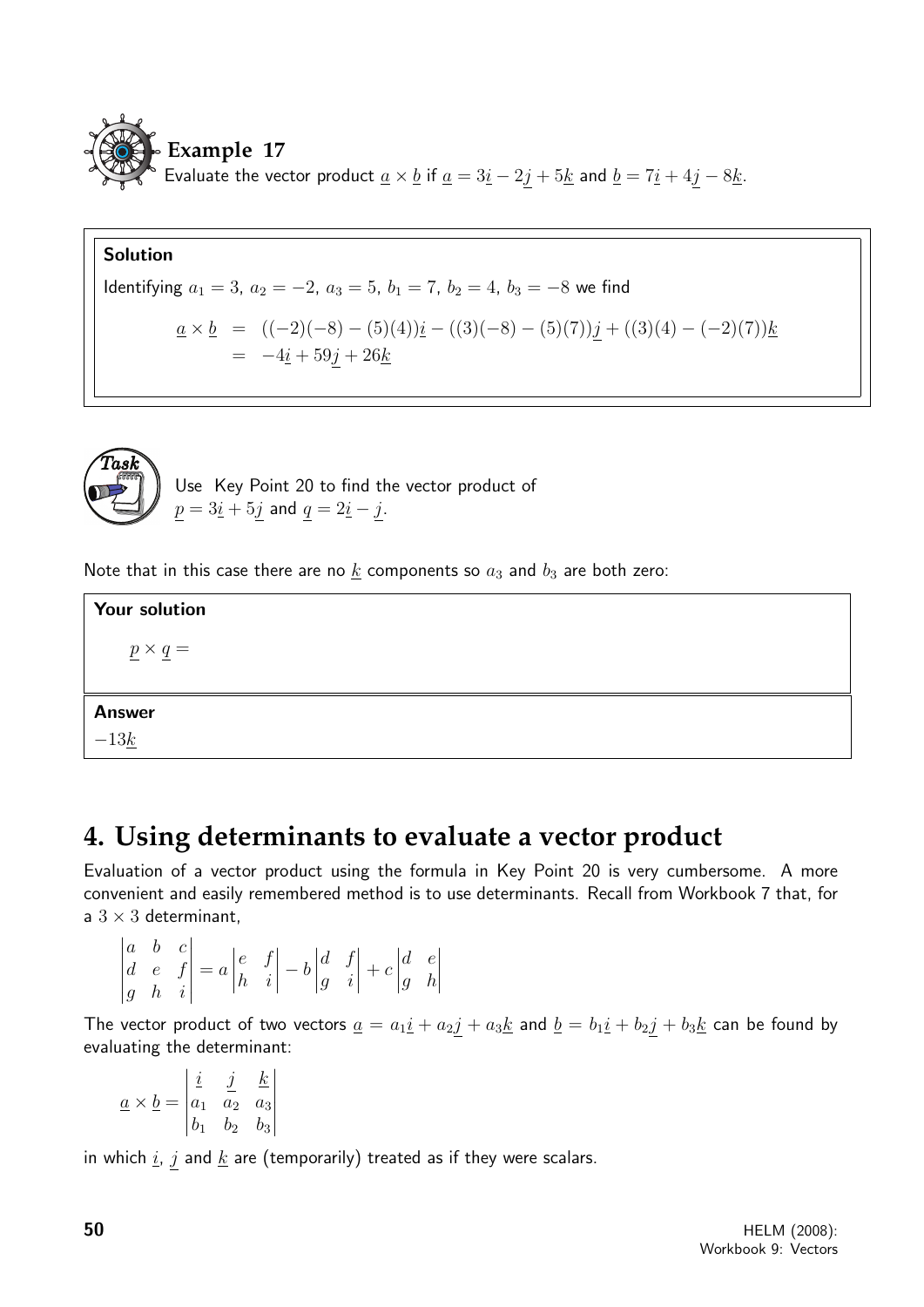**Example 17**

Evaluate the vector product $\underline{a} \times \underline{b}$ if $\underline{a} = 3\underline{i} - 2\underline{j} + 5\underline{k}$ and $\underline{b} = 7\underline{i} + 4\underline{j} - 8\underline{k}$.

**Solution**

Identifying $a_1 = 3$, $a_2 = -2$, $a_3 = 5$, $b_1 = 7$, $b_2 = 4$, $b_3 = -8$ we find

$$\begin{aligned} \underline{a} \times \underline{b} &= ((-2)(-8) - (5)(4))\underline{i} - ((3)(-8) - (5)(7))\underline{j} + ((3)(4) - (-2)(7))\underline{k} \\ &= -4\underline{i} + 59\underline{j} + 26\underline{k} \end{aligned}$$

**Task**

Use Key Point 20 to find the vector product of $\underline{p} = 3\underline{i} + 5\underline{j}$ and $\underline{q} = 2\underline{i} - \underline{j}$.

Note that in this case there are no $\underline{k}$ components so $a_3$ and $b_3$ are both zero:

**Your solution**

$\underline{p} \times \underline{q} =$

**Answer**

$-13\underline{k}$

# 4. Using determinants to evaluate a vector product

Evaluation of a vector product using the formula in Key Point 20 is very cumbersome. A more convenient and easily remembered method is to use determinants. Recall from Workbook 7 that, for a $3 \times 3$ determinant,

$$\begin{vmatrix} a & b & c \\ d & e & f \\ g & h & i \end{vmatrix} = a\begin{vmatrix} e & f \\ h & i \end{vmatrix} - b\begin{vmatrix} d & f \\ g & i \end{vmatrix} + c\begin{vmatrix} d & e \\ g & h \end{vmatrix}$$

The vector product of two vectors $\underline{a} = a_1\underline{i} + a_2\underline{j} + a_3\underline{k}$ and $\underline{b} = b_1\underline{i} + b_2\underline{j} + b_3\underline{k}$ can be found by evaluating the determinant:

$$\underline{a} \times \underline{b} = \begin{vmatrix} \underline{i} & \underline{j} & \underline{k} \\ a_1 & a_2 & a_3 \\ b_1 & b_2 & b_3 \end{vmatrix}$$

in which $\underline{i}$, $\underline{j}$ and $\underline{k}$ are (temporarily) treated as if they were scalars.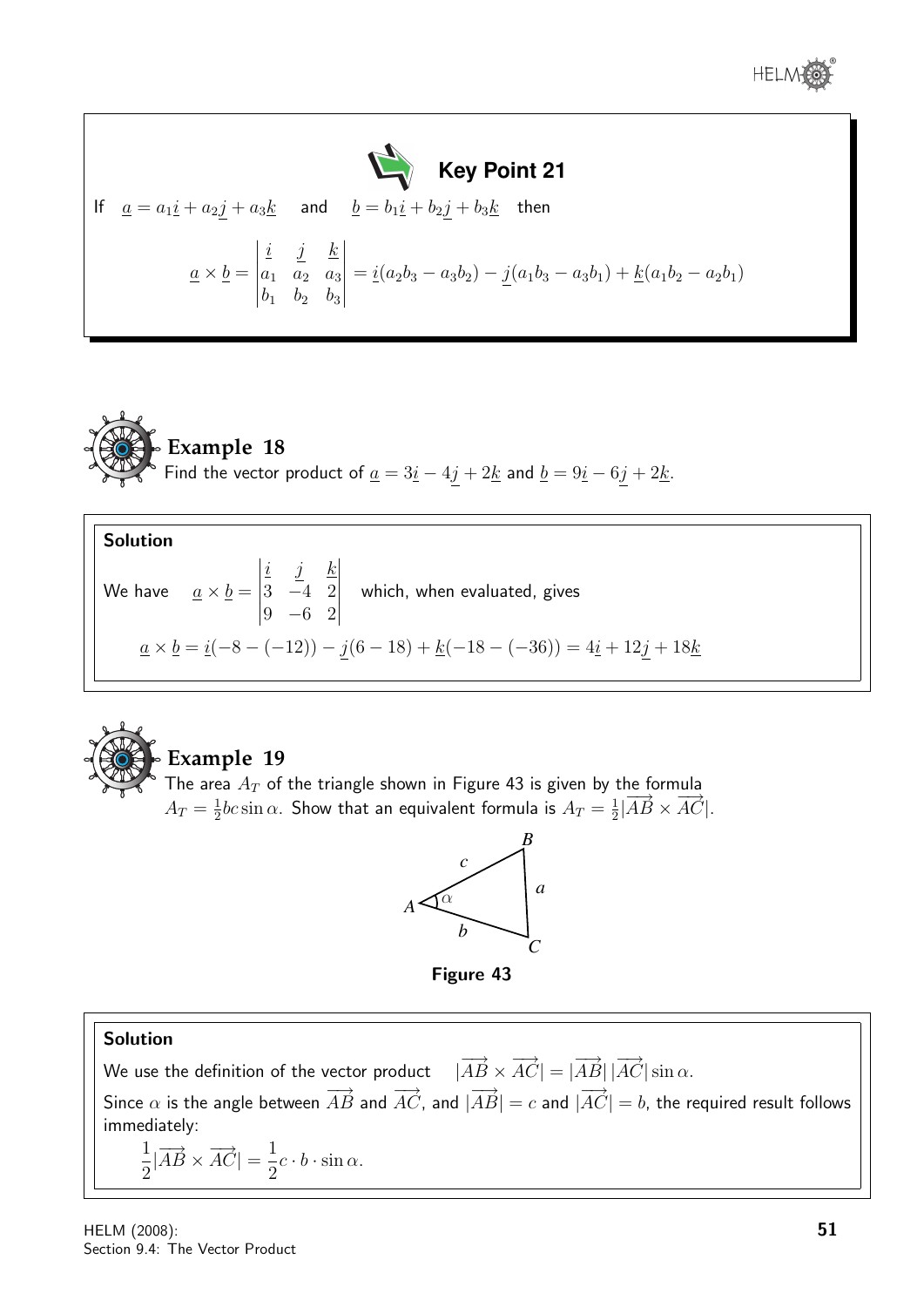### Key Point 21

If $\underline{a} = a_1\underline{i} + a_2\underline{j} + a_3\underline{k}$ and $\underline{b} = b_1\underline{i} + b_2\underline{j} + b_3\underline{k}$ then

$$\underline{a} \times \underline{b} = \begin{vmatrix} \underline{i} & \underline{j} & \underline{k} \\ a_1 & a_2 & a_3 \\ b_1 & b_2 & b_3 \end{vmatrix} = \underline{i}(a_2b_3 - a_3b_2) - \underline{j}(a_1b_3 - a_3b_1) + \underline{k}(a_1b_2 - a_2b_1)$$

## Example 18

Find the vector product of $\underline{a} = 3\underline{i} - 4\underline{j} + 2\underline{k}$ and $\underline{b} = 9\underline{i} - 6\underline{j} + 2\underline{k}$.

**Solution**

We have $\quad \underline{a} \times \underline{b} = \begin{vmatrix} \underline{i} & \underline{j} & \underline{k} \\ 3 & -4 & 2 \\ 9 & -6 & 2 \end{vmatrix}$ which, when evaluated, gives

$$\underline{a} \times \underline{b} = \underline{i}(-8 - (-12)) - \underline{j}(6 - 18) + \underline{k}(-18 - (-36)) = 4\underline{i} + 12\underline{j} + 18\underline{k}$$

## Example 19

The area $A_T$ of the triangle shown in Figure 43 is given by the formula $A_T = \frac{1}{2}bc\sin\alpha$. Show that an equivalent formula is $A_T = \frac{1}{2}|\overrightarrow{AB} \times \overrightarrow{AC}|$.

**Figure 43**

**Solution**

We use the definition of the vector product $\quad |\overrightarrow{AB} \times \overrightarrow{AC}| = |\overrightarrow{AB}|\,|\overrightarrow{AC}|\sin\alpha$.

Since $\alpha$ is the angle between $\overrightarrow{AB}$ and $\overrightarrow{AC}$, and $|\overrightarrow{AB}| = c$ and $|\overrightarrow{AC}| = b$, the required result follows immediately:

$$\frac{1}{2}|\overrightarrow{AB} \times \overrightarrow{AC}| = \frac{1}{2}c \cdot b \cdot \sin\alpha.$$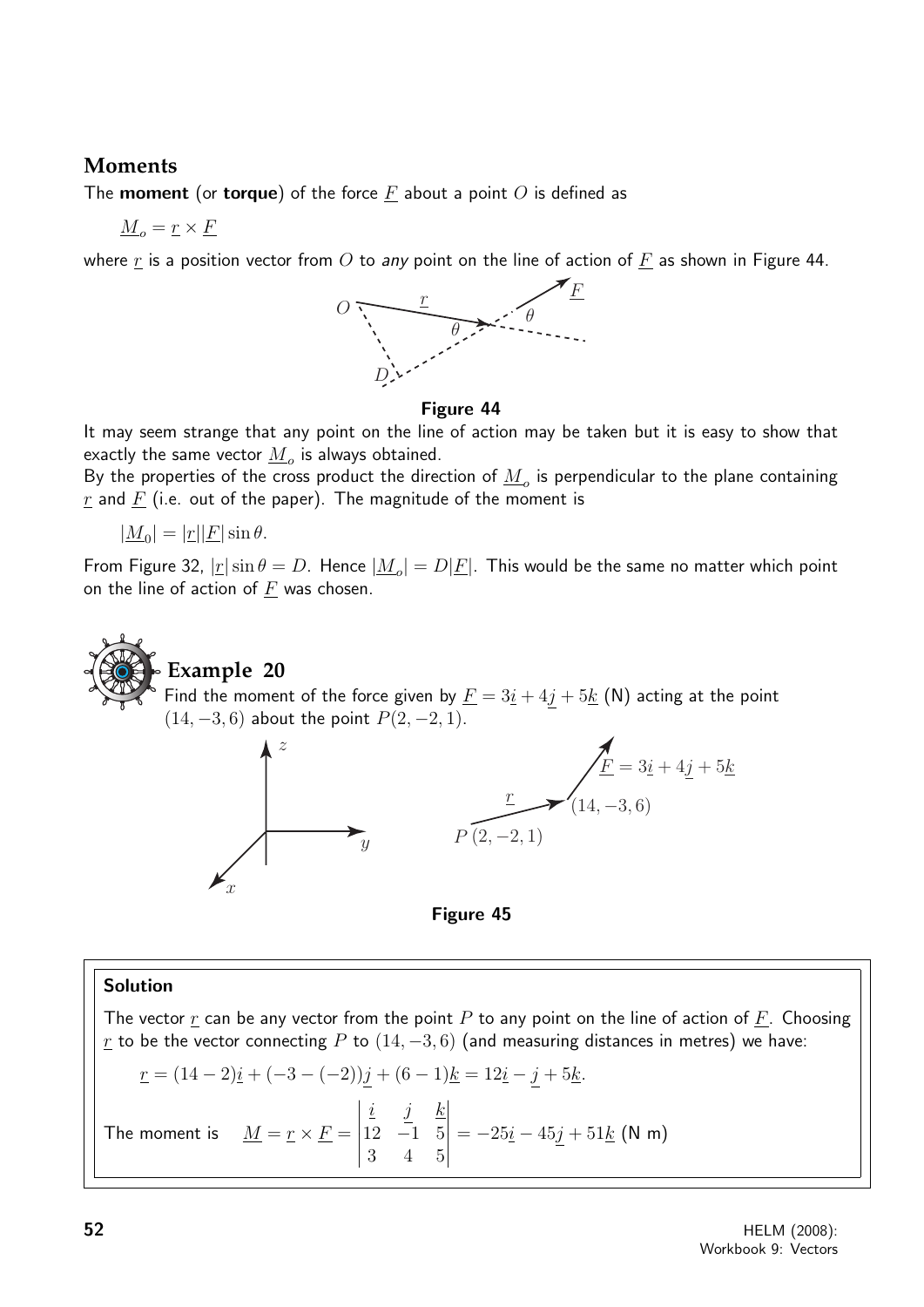## Moments

The **moment** (or **torque**) of the force $\underline{F}$ about a point $O$ is defined as

$$\underline{M}_o = \underline{r} \times \underline{F}$$

where $\underline{r}$ is a position vector from $O$ to *any* point on the line of action of $\underline{F}$ as shown in Figure 44.

**Figure 44**

It may seem strange that any point on the line of action may be taken but it is easy to show that exactly the same vector $\underline{M}_o$ is always obtained.

By the properties of the cross product the direction of $\underline{M}_o$ is perpendicular to the plane containing $\underline{r}$ and $\underline{F}$ (i.e. out of the paper). The magnitude of the moment is

$$|\underline{M}_0| = |\underline{r}||\underline{F}|\sin\theta.$$

From Figure 32, $|\underline{r}|\sin\theta = D$. Hence $|\underline{M}_o| = D|\underline{F}|$. This would be the same no matter which point on the line of action of $\underline{F}$ was chosen.

### Example 20

Find the moment of the force given by $\underline{F} = 3\underline{i} + 4\underline{j} + 5\underline{k}$ (N) acting at the point $(14, -3, 6)$ about the point $P(2, -2, 1)$.

**Figure 45**

#### Solution

The vector $\underline{r}$ can be any vector from the point $P$ to any point on the line of action of $\underline{F}$. Choosing $\underline{r}$ to be the vector connecting $P$ to $(14, -3, 6)$ (and measuring distances in metres) we have:

$$\underline{r} = (14-2)\underline{i} + (-3-(-2))\underline{j} + (6-1)\underline{k} = 12\underline{i} - \underline{j} + 5\underline{k}.$$

The moment is $\quad \underline{M} = \underline{r} \times \underline{F} = \begin{vmatrix} \underline{i} & \underline{j} & \underline{k} \\ 12 & -1 & 5 \\ 3 & 4 & 5 \end{vmatrix} = -25\underline{i} - 45\underline{j} + 51\underline{k}$ (N m)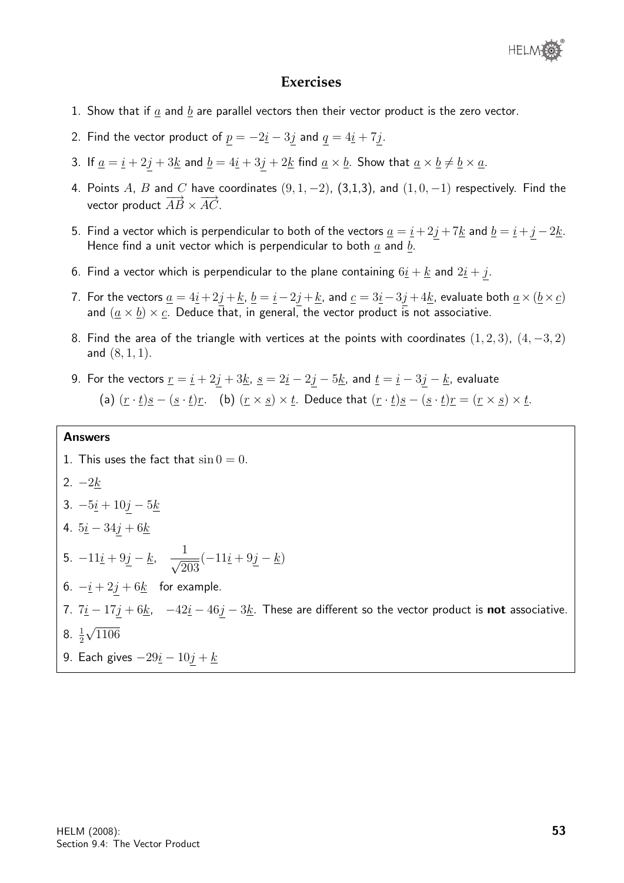## Exercises

1. Show that if $\underline{a}$ and $\underline{b}$ are parallel vectors then their vector product is the zero vector.

2. Find the vector product of $\underline{p} = -2\underline{i} - 3\underline{j}$ and $\underline{q} = 4\underline{i} + 7\underline{j}$.

3. If $\underline{a} = \underline{i} + 2\underline{j} + 3\underline{k}$ and $\underline{b} = 4\underline{i} + 3\underline{j} + 2\underline{k}$ find $\underline{a} \times \underline{b}$. Show that $\underline{a} \times \underline{b} \neq \underline{b} \times \underline{a}$.

4. Points $A$, $B$ and $C$ have coordinates $(9, 1, -2)$, (3,1,3), and $(1, 0, -1)$ respectively. Find the vector product $\overrightarrow{AB} \times \overrightarrow{AC}$.

5. Find a vector which is perpendicular to both of the vectors $\underline{a} = \underline{i} + 2\underline{j} + 7\underline{k}$ and $\underline{b} = \underline{i} + \underline{j} - 2\underline{k}$. Hence find a unit vector which is perpendicular to both $\underline{a}$ and $\underline{b}$.

6. Find a vector which is perpendicular to the plane containing $6\underline{i} + \underline{k}$ and $2\underline{i} + \underline{j}$.

7. For the vectors $\underline{a} = 4\underline{i} + 2\underline{j} + \underline{k}$, $\underline{b} = \underline{i} - 2\underline{j} + \underline{k}$, and $\underline{c} = 3\underline{i} - 3\underline{j} + 4\underline{k}$, evaluate both $\underline{a} \times (\underline{b} \times \underline{c})$ and $(\underline{a} \times \underline{b}) \times \underline{c}$. Deduce that, in general, the vector product is not associative.

8. Find the area of the triangle with vertices at the points with coordinates $(1, 2, 3)$, $(4, -3, 2)$ and $(8, 1, 1)$.

9. For the vectors $\underline{r} = \underline{i} + 2\underline{j} + 3\underline{k}$, $\underline{s} = 2\underline{i} - 2\underline{j} - 5\underline{k}$, and $\underline{t} = \underline{i} - 3\underline{j} - \underline{k}$, evaluate

   (a) $(\underline{r} \cdot \underline{t})\underline{s} - (\underline{s} \cdot \underline{t})\underline{r}$. (b) $(\underline{r} \times \underline{s}) \times \underline{t}$. Deduce that $(\underline{r} \cdot \underline{t})\underline{s} - (\underline{s} \cdot \underline{t})\underline{r} = (\underline{r} \times \underline{s}) \times \underline{t}$.

### Answers

1. This uses the fact that $\sin 0 = 0$.
2. $-2\underline{k}$
3. $-5\underline{i} + 10\underline{j} - 5\underline{k}$
4. $5\underline{i} - 34\underline{j} + 6\underline{k}$
5. $-11\underline{i} + 9\underline{j} - \underline{k}$, $\quad \dfrac{1}{\sqrt{203}}(-11\underline{i} + 9\underline{j} - \underline{k})$
6. $-\underline{i} + 2\underline{j} + 6\underline{k}$ for example.
7. $7\underline{i} - 17\underline{j} + 6\underline{k}$, $\quad -42\underline{i} - 46\underline{j} - 3\underline{k}$. These are different so the vector product is **not** associative.
8. $\frac{1}{2}\sqrt{1106}$
9. Each gives $-29\underline{i} - 10\underline{j} + \underline{k}$